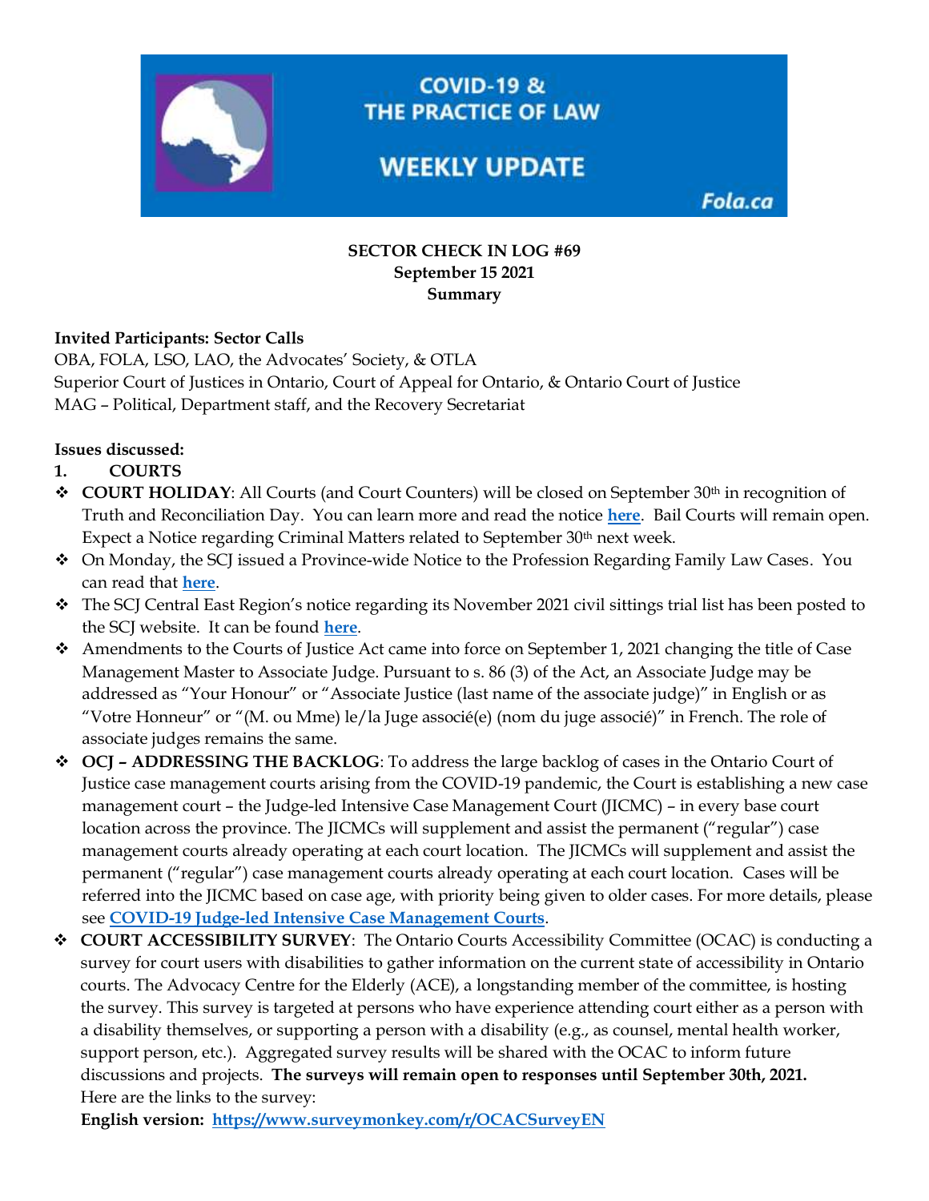COVID-19 & THE PRACTICE OF LAW

WEEKLY UPDATE

Fola.ca

**SECTOR CHECK IN LOG #69**
**September 15 2021**
**Summary**

**Invited Participants: Sector Calls**
OBA, FOLA, LSO, LAO, the Advocates' Society, & OTLA
Superior Court of Justices in Ontario, Court of Appeal for Ontario, & Ontario Court of Justice
MAG – Political, Department staff, and the Recovery Secretariat

**Issues discussed:**

1. **COURTS**

- **COURT HOLIDAY**: All Courts (and Court Counters) will be closed on September 30th in recognition of Truth and Reconciliation Day. You can learn more and read the notice **here**. Bail Courts will remain open. Expect a Notice regarding Criminal Matters related to September 30th next week.
- On Monday, the SCJ issued a Province-wide Notice to the Profession Regarding Family Law Cases. You can read that **here**.
- The SCJ Central East Region's notice regarding its November 2021 civil sittings trial list has been posted to the SCJ website. It can be found **here**.
- Amendments to the Courts of Justice Act came into force on September 1, 2021 changing the title of Case Management Master to Associate Judge. Pursuant to s. 86 (3) of the Act, an Associate Judge may be addressed as "Your Honour" or "Associate Justice (last name of the associate judge)" in English or as "Votre Honneur" or "(M. ou Mme) le/la Juge associé(e) (nom du juge associé)" in French. The role of associate judges remains the same.
- **OCJ – ADDRESSING THE BACKLOG**: To address the large backlog of cases in the Ontario Court of Justice case management courts arising from the COVID-19 pandemic, the Court is establishing a new case management court – the Judge-led Intensive Case Management Court (JICMC) – in every base court location across the province. The JICMCs will supplement and assist the permanent ("regular") case management courts already operating at each court location. The JICMCs will supplement and assist the permanent ("regular") case management courts already operating at each court location. Cases will be referred into the JICMC based on case age, with priority being given to older cases. For more details, please see **COVID-19 Judge-led Intensive Case Management Courts**.
- **COURT ACCESSIBILITY SURVEY**: The Ontario Courts Accessibility Committee (OCAC) is conducting a survey for court users with disabilities to gather information on the current state of accessibility in Ontario courts. The Advocacy Centre for the Elderly (ACE), a longstanding member of the committee, is hosting the survey. This survey is targeted at persons who have experience attending court either as a person with a disability themselves, or supporting a person with a disability (e.g., as counsel, mental health worker, support person, etc.). Aggregated survey results will be shared with the OCAC to inform future discussions and projects. **The surveys will remain open to responses until September 30th, 2021.** Here are the links to the survey:
  **English version: https://www.surveymonkey.com/r/OCACSurveyEN**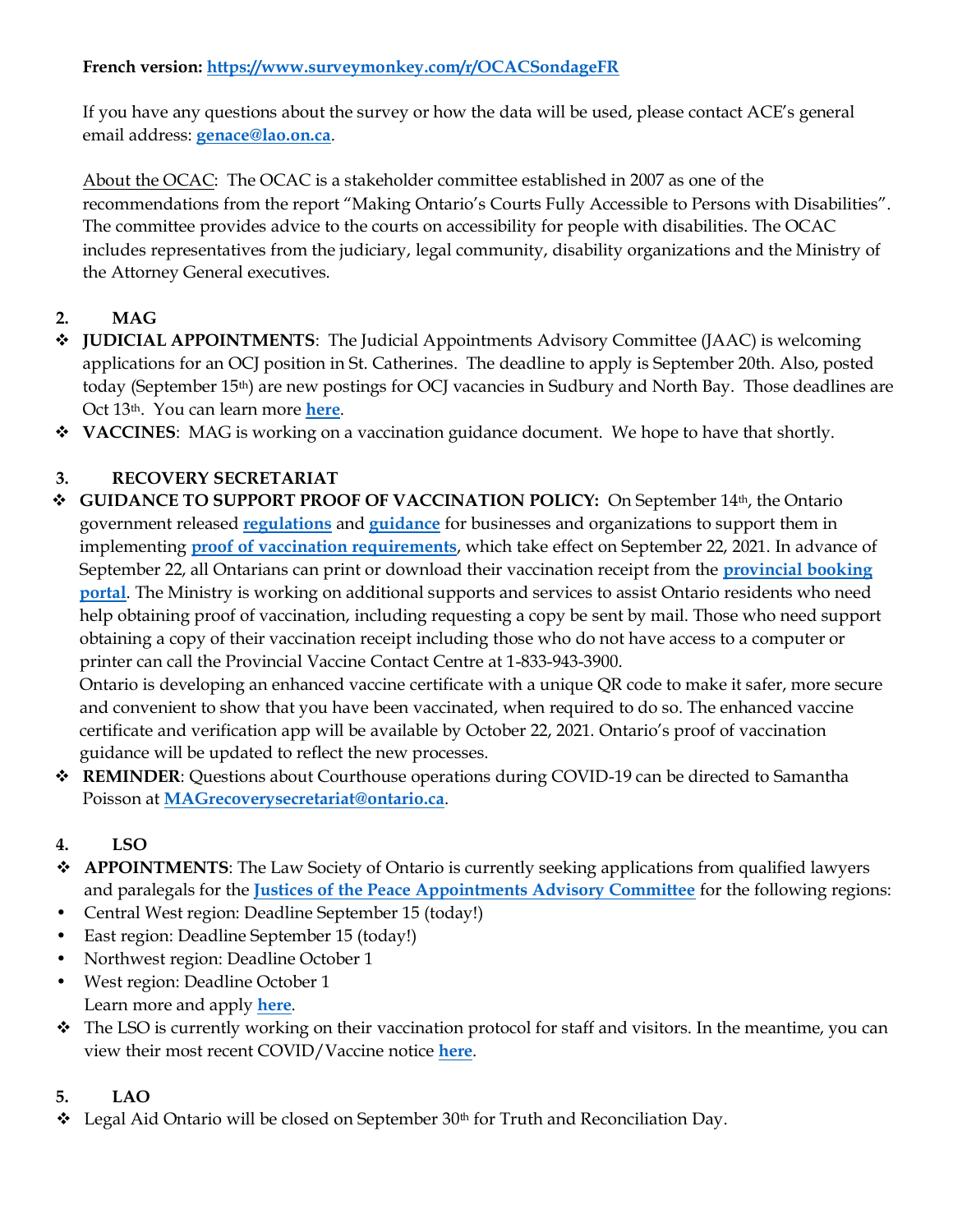**French version: https://www.surveymonkey.com/r/OCACSondageFR**

If you have any questions about the survey or how the data will be used, please contact ACE's general email address: **genace@lao.on.ca**.

About the OCAC: The OCAC is a stakeholder committee established in 2007 as one of the recommendations from the report "Making Ontario's Courts Fully Accessible to Persons with Disabilities". The committee provides advice to the courts on accessibility for people with disabilities. The OCAC includes representatives from the judiciary, legal community, disability organizations and the Ministry of the Attorney General executives.

## 2. MAG

- **JUDICIAL APPOINTMENTS**: The Judicial Appointments Advisory Committee (JAAC) is welcoming applications for an OCJ position in St. Catherines. The deadline to apply is September 20th. Also, posted today (September 15th) are new postings for OCJ vacancies in Sudbury and North Bay. Those deadlines are Oct 13th. You can learn more **here**.
- **VACCINES**: MAG is working on a vaccination guidance document. We hope to have that shortly.

## 3. RECOVERY SECRETARIAT

- **GUIDANCE TO SUPPORT PROOF OF VACCINATION POLICY:** On September 14th, the Ontario government released **regulations** and **guidance** for businesses and organizations to support them in implementing **proof of vaccination requirements**, which take effect on September 22, 2021. In advance of September 22, all Ontarians can print or download their vaccination receipt from the **provincial booking portal**. The Ministry is working on additional supports and services to assist Ontario residents who need help obtaining proof of vaccination, including requesting a copy be sent by mail. Those who need support obtaining a copy of their vaccination receipt including those who do not have access to a computer or printer can call the Provincial Vaccine Contact Centre at 1-833-943-3900.
  Ontario is developing an enhanced vaccine certificate with a unique QR code to make it safer, more secure and convenient to show that you have been vaccinated, when required to do so. The enhanced vaccine certificate and verification app will be available by October 22, 2021. Ontario's proof of vaccination guidance will be updated to reflect the new processes.
- **REMINDER**: Questions about Courthouse operations during COVID-19 can be directed to Samantha Poisson at **MAGrecoverysecretariat@ontario.ca**.

## 4. LSO

- **APPOINTMENTS**: The Law Society of Ontario is currently seeking applications from qualified lawyers and paralegals for the **Justices of the Peace Appointments Advisory Committee** for the following regions:
  - Central West region: Deadline September 15 (today!)
  - East region: Deadline September 15 (today!)
  - Northwest region: Deadline October 1
  - West region: Deadline October 1

  Learn more and apply **here**.
- The LSO is currently working on their vaccination protocol for staff and visitors. In the meantime, you can view their most recent COVID/Vaccine notice **here**.

## 5. LAO

- Legal Aid Ontario will be closed on September 30th for Truth and Reconciliation Day.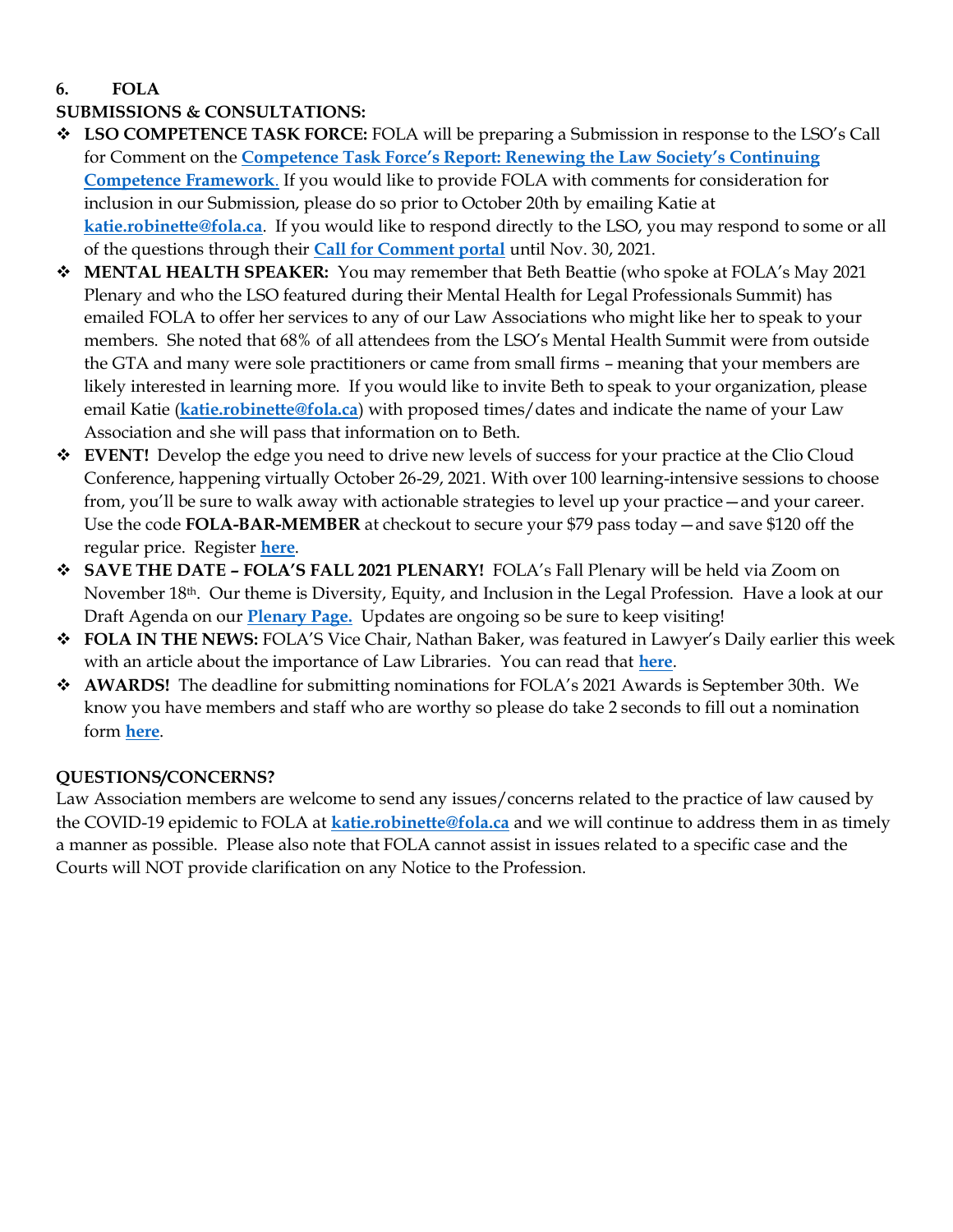## 6. FOLA

**SUBMISSIONS & CONSULTATIONS:**

- **LSO COMPETENCE TASK FORCE:** FOLA will be preparing a Submission in response to the LSO's Call for Comment on the **Competence Task Force's Report: Renewing the Law Society's Continuing Competence Framework.** If you would like to provide FOLA with comments for consideration for inclusion in our Submission, please do so prior to October 20th by emailing Katie at **katie.robinette@fola.ca**. If you would like to respond directly to the LSO, you may respond to some or all of the questions through their **Call for Comment portal** until Nov. 30, 2021.
- **MENTAL HEALTH SPEAKER:** You may remember that Beth Beattie (who spoke at FOLA's May 2021 Plenary and who the LSO featured during their Mental Health for Legal Professionals Summit) has emailed FOLA to offer her services to any of our Law Associations who might like her to speak to your members. She noted that 68% of all attendees from the LSO's Mental Health Summit were from outside the GTA and many were sole practitioners or came from small firms – meaning that your members are likely interested in learning more. If you would like to invite Beth to speak to your organization, please email Katie (**katie.robinette@fola.ca**) with proposed times/dates and indicate the name of your Law Association and she will pass that information on to Beth.
- **EVENT!** Develop the edge you need to drive new levels of success for your practice at the Clio Cloud Conference, happening virtually October 26-29, 2021. With over 100 learning-intensive sessions to choose from, you'll be sure to walk away with actionable strategies to level up your practice—and your career. Use the code **FOLA-BAR-MEMBER** at checkout to secure your $79 pass today—and save $120 off the regular price. Register **here**.
- **SAVE THE DATE – FOLA'S FALL 2021 PLENARY!** FOLA's Fall Plenary will be held via Zoom on November 18th. Our theme is Diversity, Equity, and Inclusion in the Legal Profession. Have a look at our Draft Agenda on our **Plenary Page.** Updates are ongoing so be sure to keep visiting!
- **FOLA IN THE NEWS:** FOLA'S Vice Chair, Nathan Baker, was featured in Lawyer's Daily earlier this week with an article about the importance of Law Libraries. You can read that **here**.
- **AWARDS!** The deadline for submitting nominations for FOLA's 2021 Awards is September 30th. We know you have members and staff who are worthy so please do take 2 seconds to fill out a nomination form **here**.

**QUESTIONS/CONCERNS?**

Law Association members are welcome to send any issues/concerns related to the practice of law caused by the COVID-19 epidemic to FOLA at **katie.robinette@fola.ca** and we will continue to address them in as timely a manner as possible. Please also note that FOLA cannot assist in issues related to a specific case and the Courts will NOT provide clarification on any Notice to the Profession.